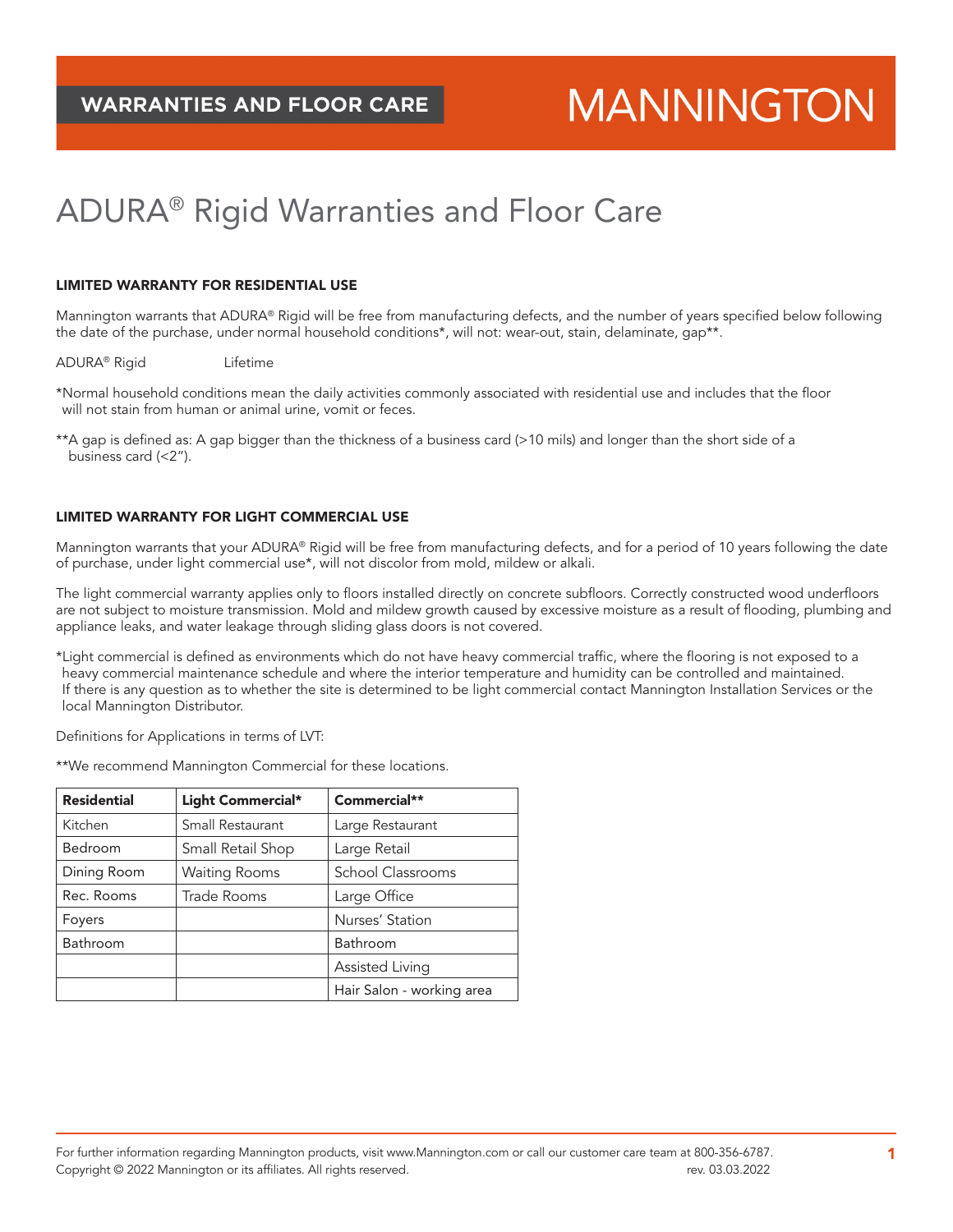WARRANTIES AND FLOOR CARE

MANNINGTON

# ADURA® Rigid Warranties and Floor Care

## LIMITED WARRANTY FOR RESIDENTIAL USE

Mannington warrants that ADURA® Rigid will be free from manufacturing defects, and the number of years specified below following the date of the purchase, under normal household conditions*, will not: wear-out, stain, delaminate, gap**.

ADURA® Rigid Lifetime

*Normal household conditions mean the daily activities commonly associated with residential use and includes that the floor will not stain from human or animal urine, vomit or feces.

**A gap is defined as: A gap bigger than the thickness of a business card (>10 mils) and longer than the short side of a business card (<2").

## LIMITED WARRANTY FOR LIGHT COMMERCIAL USE

Mannington warrants that your ADURA® Rigid will be free from manufacturing defects, and for a period of 10 years following the date of purchase, under light commercial use*, will not discolor from mold, mildew or alkali.

The light commercial warranty applies only to floors installed directly on concrete subfloors. Correctly constructed wood underfloors are not subject to moisture transmission. Mold and mildew growth caused by excessive moisture as a result of flooding, plumbing and appliance leaks, and water leakage through sliding glass doors is not covered.

*Light commercial is defined as environments which do not have heavy commercial traffic, where the flooring is not exposed to a heavy commercial maintenance schedule and where the interior temperature and humidity can be controlled and maintained. If there is any question as to whether the site is determined to be light commercial contact Mannington Installation Services or the local Mannington Distributor.

Definitions for Applications in terms of LVT:

**We recommend Mannington Commercial for these locations.

| Residential | Light Commercial* | Commercial** |
|---|---|---|
| Kitchen | Small Restaurant | Large Restaurant |
| Bedroom | Small Retail Shop | Large Retail |
| Dining Room | Waiting Rooms | School Classrooms |
| Rec. Rooms | Trade Rooms | Large Office |
| Foyers | | Nurses' Station |
| Bathroom | | Bathroom |
| | | Assisted Living |
| | | Hair Salon - working area |

For further information regarding Mannington products, visit www.Mannington.com or call our customer care team at 800-356-6787.
Copyright © 2022 Mannington or its affiliates. All rights reserved. rev. 03.03.2022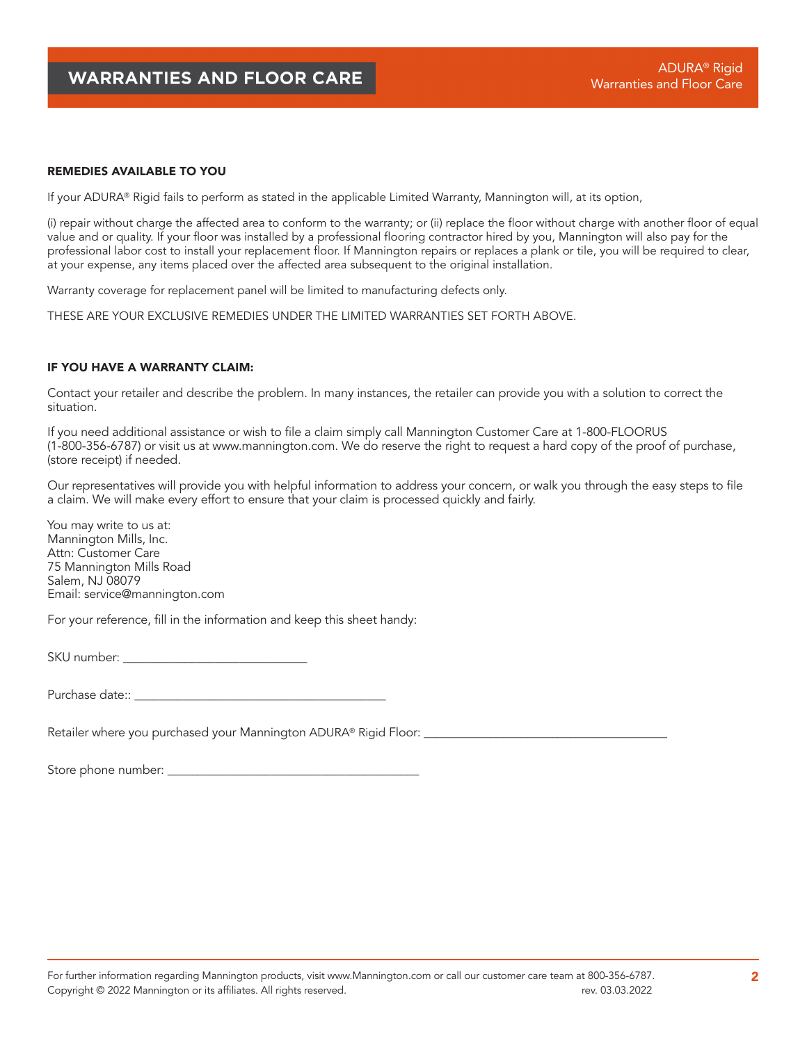## REMEDIES AVAILABLE TO YOU

If your ADURA® Rigid fails to perform as stated in the applicable Limited Warranty, Mannington will, at its option,

(i) repair without charge the affected area to conform to the warranty; or (ii) replace the floor without charge with another floor of equal value and or quality. If your floor was installed by a professional flooring contractor hired by you, Mannington will also pay for the professional labor cost to install your replacement floor. If Mannington repairs or replaces a plank or tile, you will be required to clear, at your expense, any items placed over the affected area subsequent to the original installation.

Warranty coverage for replacement panel will be limited to manufacturing defects only.

THESE ARE YOUR EXCLUSIVE REMEDIES UNDER THE LIMITED WARRANTIES SET FORTH ABOVE.

## IF YOU HAVE A WARRANTY CLAIM:

Contact your retailer and describe the problem. In many instances, the retailer can provide you with a solution to correct the situation.

If you need additional assistance or wish to file a claim simply call Mannington Customer Care at 1-800-FLOORUS (1-800-356-6787) or visit us at www.mannington.com. We do reserve the right to request a hard copy of the proof of purchase, (store receipt) if needed.

Our representatives will provide you with helpful information to address your concern, or walk you through the easy steps to file a claim. We will make every effort to ensure that your claim is processed quickly and fairly.

You may write to us at:
Mannington Mills, Inc.
Attn: Customer Care
75 Mannington Mills Road
Salem, NJ 08079
Email: service@mannington.com

For your reference, fill in the information and keep this sheet handy:

SKU number: ______________________________

Purchase date:: _________________________________________

Retailer where you purchased your Mannington ADURA® Rigid Floor: ________________________________________

Store phone number: _________________________________________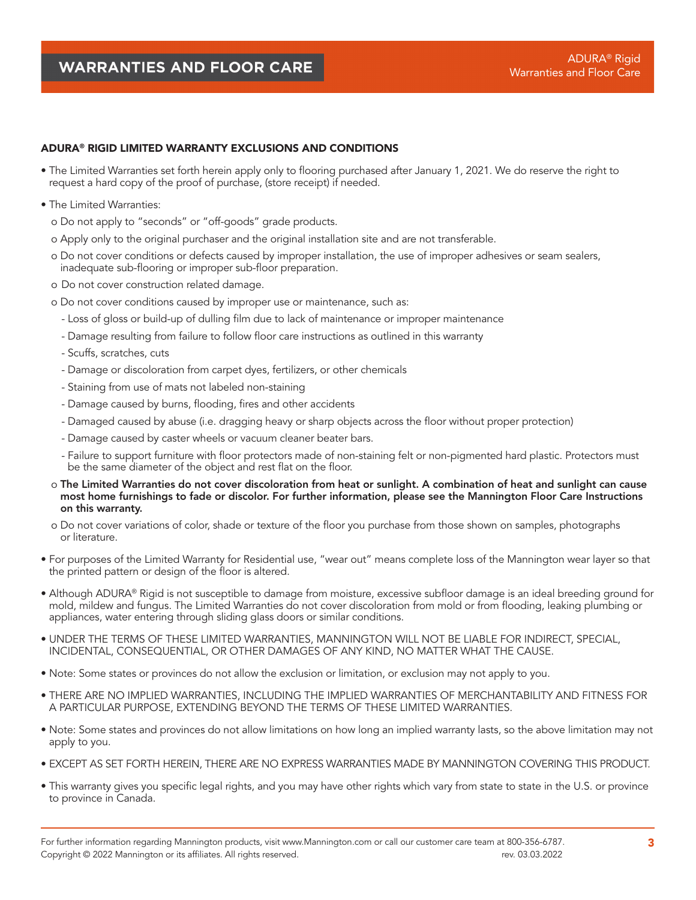# WARRANTIES AND FLOOR CARE

## ADURA® RIGID LIMITED WARRANTY EXCLUSIONS AND CONDITIONS

- The Limited Warranties set forth herein apply only to flooring purchased after January 1, 2021. We do reserve the right to request a hard copy of the proof of purchase, (store receipt) if needed.
- The Limited Warranties:
  - Do not apply to "seconds" or "off-goods" grade products.
  - Apply only to the original purchaser and the original installation site and are not transferable.
  - Do not cover conditions or defects caused by improper installation, the use of improper adhesives or seam sealers, inadequate sub-flooring or improper sub-floor preparation.
  - Do not cover construction related damage.
  - Do not cover conditions caused by improper use or maintenance, such as:
    - Loss of gloss or build-up of dulling film due to lack of maintenance or improper maintenance
    - Damage resulting from failure to follow floor care instructions as outlined in this warranty
    - Scuffs, scratches, cuts
    - Damage or discoloration from carpet dyes, fertilizers, or other chemicals
    - Staining from use of mats not labeled non-staining
    - Damage caused by burns, flooding, fires and other accidents
    - Damaged caused by abuse (i.e. dragging heavy or sharp objects across the floor without proper protection)
    - Damage caused by caster wheels or vacuum cleaner beater bars.
    - Failure to support furniture with floor protectors made of non-staining felt or non-pigmented hard plastic. Protectors must be the same diameter of the object and rest flat on the floor.
  - **The Limited Warranties do not cover discoloration from heat or sunlight. A combination of heat and sunlight can cause most home furnishings to fade or discolor. For further information, please see the Mannington Floor Care Instructions on this warranty.**
  - Do not cover variations of color, shade or texture of the floor you purchase from those shown on samples, photographs or literature.
- For purposes of the Limited Warranty for Residential use, "wear out" means complete loss of the Mannington wear layer so that the printed pattern or design of the floor is altered.
- Although ADURA® Rigid is not susceptible to damage from moisture, excessive subfloor damage is an ideal breeding ground for mold, mildew and fungus. The Limited Warranties do not cover discoloration from mold or from flooding, leaking plumbing or appliances, water entering through sliding glass doors or similar conditions.
- UNDER THE TERMS OF THESE LIMITED WARRANTIES, MANNINGTON WILL NOT BE LIABLE FOR INDIRECT, SPECIAL, INCIDENTAL, CONSEQUENTIAL, OR OTHER DAMAGES OF ANY KIND, NO MATTER WHAT THE CAUSE.
- Note: Some states or provinces do not allow the exclusion or limitation, or exclusion may not apply to you.
- THERE ARE NO IMPLIED WARRANTIES, INCLUDING THE IMPLIED WARRANTIES OF MERCHANTABILITY AND FITNESS FOR A PARTICULAR PURPOSE, EXTENDING BEYOND THE TERMS OF THESE LIMITED WARRANTIES.
- Note: Some states and provinces do not allow limitations on how long an implied warranty lasts, so the above limitation may not apply to you.
- EXCEPT AS SET FORTH HEREIN, THERE ARE NO EXPRESS WARRANTIES MADE BY MANNINGTON COVERING THIS PRODUCT.
- This warranty gives you specific legal rights, and you may have other rights which vary from state to state in the U.S. or province to province in Canada.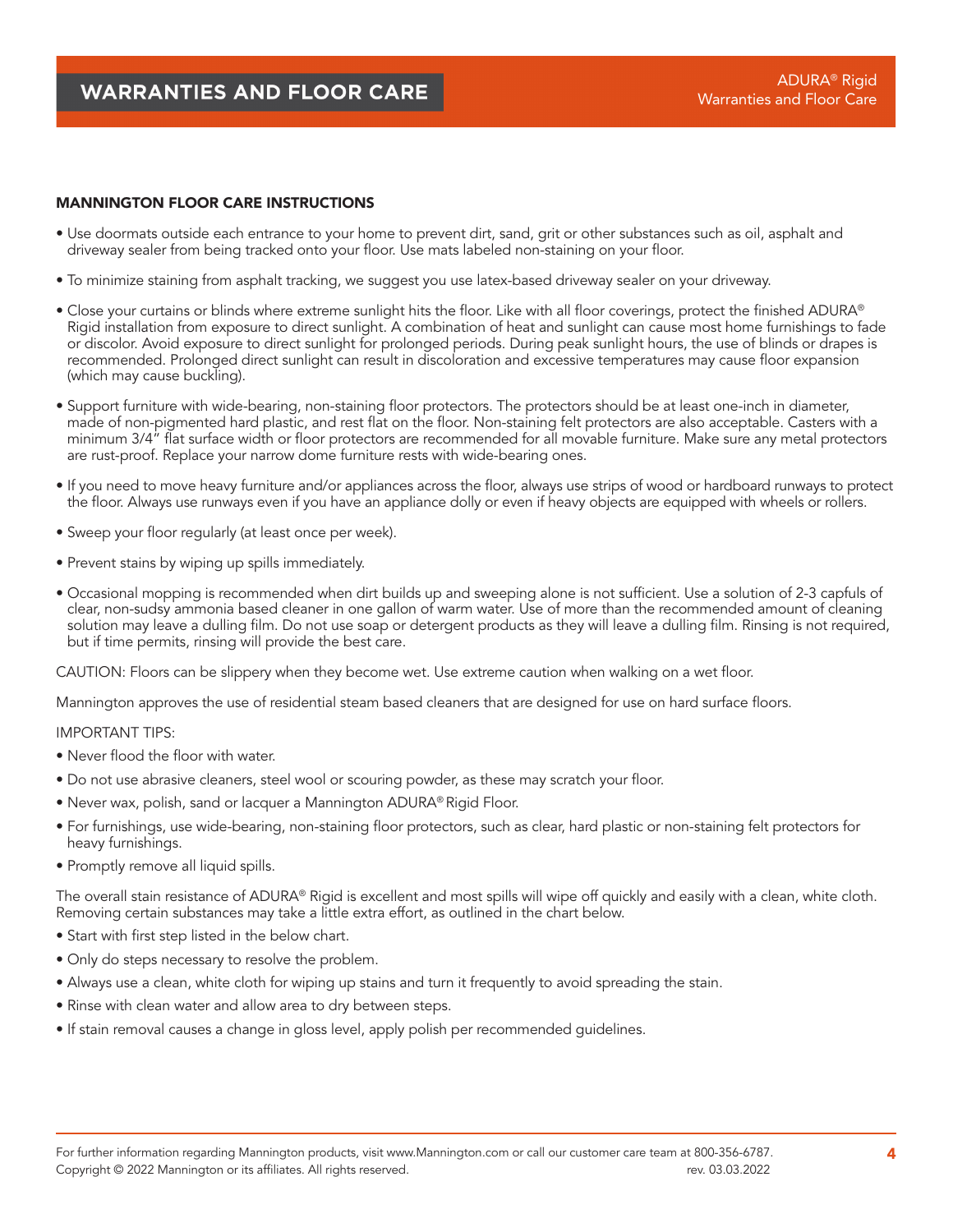# WARRANTIES AND FLOOR CARE

ADURA® Rigid
Warranties and Floor Care

## MANNINGTON FLOOR CARE INSTRUCTIONS

- Use doormats outside each entrance to your home to prevent dirt, sand, grit or other substances such as oil, asphalt and driveway sealer from being tracked onto your floor. Use mats labeled non-staining on your floor.
- To minimize staining from asphalt tracking, we suggest you use latex-based driveway sealer on your driveway.
- Close your curtains or blinds where extreme sunlight hits the floor. Like with all floor coverings, protect the finished ADURA® Rigid installation from exposure to direct sunlight. A combination of heat and sunlight can cause most home furnishings to fade or discolor. Avoid exposure to direct sunlight for prolonged periods. During peak sunlight hours, the use of blinds or drapes is recommended. Prolonged direct sunlight can result in discoloration and excessive temperatures may cause floor expansion (which may cause buckling).
- Support furniture with wide-bearing, non-staining floor protectors. The protectors should be at least one-inch in diameter, made of non-pigmented hard plastic, and rest flat on the floor. Non-staining felt protectors are also acceptable. Casters with a minimum 3/4" flat surface width or floor protectors are recommended for all movable furniture. Make sure any metal protectors are rust-proof. Replace your narrow dome furniture rests with wide-bearing ones.
- If you need to move heavy furniture and/or appliances across the floor, always use strips of wood or hardboard runways to protect the floor. Always use runways even if you have an appliance dolly or even if heavy objects are equipped with wheels or rollers.
- Sweep your floor regularly (at least once per week).
- Prevent stains by wiping up spills immediately.
- Occasional mopping is recommended when dirt builds up and sweeping alone is not sufficient. Use a solution of 2-3 capfuls of clear, non-sudsy ammonia based cleaner in one gallon of warm water. Use of more than the recommended amount of cleaning solution may leave a dulling film. Do not use soap or detergent products as they will leave a dulling film. Rinsing is not required, but if time permits, rinsing will provide the best care.

CAUTION: Floors can be slippery when they become wet. Use extreme caution when walking on a wet floor.

Mannington approves the use of residential steam based cleaners that are designed for use on hard surface floors.

IMPORTANT TIPS:

- Never flood the floor with water.
- Do not use abrasive cleaners, steel wool or scouring powder, as these may scratch your floor.
- Never wax, polish, sand or lacquer a Mannington ADURA® Rigid Floor.
- For furnishings, use wide-bearing, non-staining floor protectors, such as clear, hard plastic or non-staining felt protectors for heavy furnishings.
- Promptly remove all liquid spills.

The overall stain resistance of ADURA® Rigid is excellent and most spills will wipe off quickly and easily with a clean, white cloth. Removing certain substances may take a little extra effort, as outlined in the chart below.

- Start with first step listed in the below chart.
- Only do steps necessary to resolve the problem.
- Always use a clean, white cloth for wiping up stains and turn it frequently to avoid spreading the stain.
- Rinse with clean water and allow area to dry between steps.
- If stain removal causes a change in gloss level, apply polish per recommended guidelines.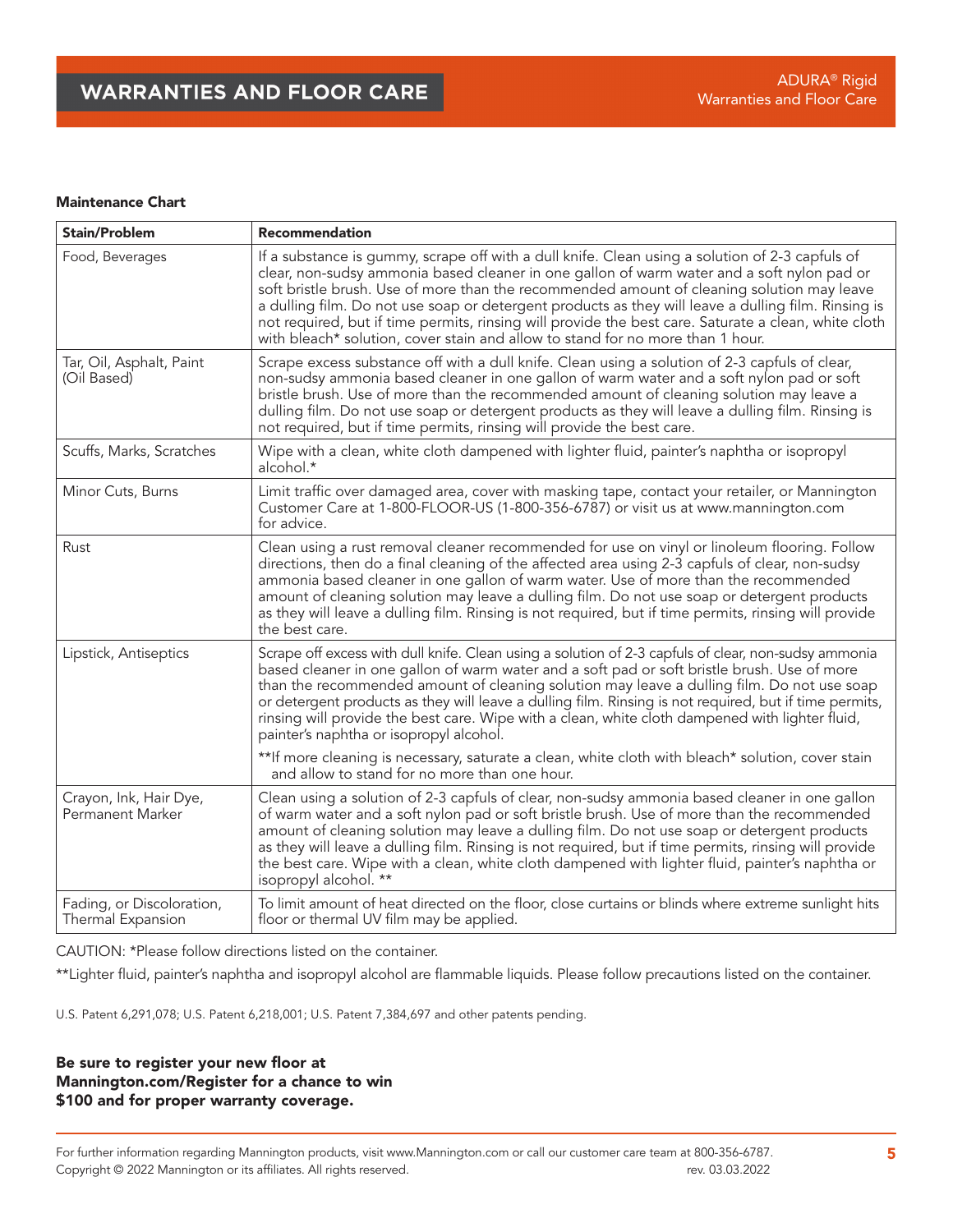## Maintenance Chart

| Stain/Problem | Recommendation |
|---|---|
| Food, Beverages | If a substance is gummy, scrape off with a dull knife. Clean using a solution of 2-3 capfuls of clear, non-sudsy ammonia based cleaner in one gallon of warm water and a soft nylon pad or soft bristle brush. Use of more than the recommended amount of cleaning solution may leave a dulling film. Do not use soap or detergent products as they will leave a dulling film. Rinsing is not required, but if time permits, rinsing will provide the best care. Saturate a clean, white cloth with bleach* solution, cover stain and allow to stand for no more than 1 hour. |
| Tar, Oil, Asphalt, Paint (Oil Based) | Scrape excess substance off with a dull knife. Clean using a solution of 2-3 capfuls of clear, non-sudsy ammonia based cleaner in one gallon of warm water and a soft nylon pad or soft bristle brush. Use of more than the recommended amount of cleaning solution may leave a dulling film. Do not use soap or detergent products as they will leave a dulling film. Rinsing is not required, but if time permits, rinsing will provide the best care. |
| Scuffs, Marks, Scratches | Wipe with a clean, white cloth dampened with lighter fluid, painter's naphtha or isopropyl alcohol.* |
| Minor Cuts, Burns | Limit traffic over damaged area, cover with masking tape, contact your retailer, or Mannington Customer Care at 1-800-FLOOR-US (1-800-356-6787) or visit us at www.mannington.com for advice. |
| Rust | Clean using a rust removal cleaner recommended for use on vinyl or linoleum flooring. Follow directions, then do a final cleaning of the affected area using 2-3 capfuls of clear, non-sudsy ammonia based cleaner in one gallon of warm water. Use of more than the recommended amount of cleaning solution may leave a dulling film. Do not use soap or detergent products as they will leave a dulling film. Rinsing is not required, but if time permits, rinsing will provide the best care. |
| Lipstick, Antiseptics | Scrape off excess with dull knife. Clean using a solution of 2-3 capfuls of clear, non-sudsy ammonia based cleaner in one gallon of warm water and a soft pad or soft bristle brush. Use of more than the recommended amount of cleaning solution may leave a dulling film. Do not use soap or detergent products as they will leave a dulling film. Rinsing is not required, but if time permits, rinsing will provide the best care. Wipe with a clean, white cloth dampened with lighter fluid, painter's naphtha or isopropyl alcohol.<br><br>**If more cleaning is necessary, saturate a clean, white cloth with bleach* solution, cover stain and allow to stand for no more than one hour. |
| Crayon, Ink, Hair Dye, Permanent Marker | Clean using a solution of 2-3 capfuls of clear, non-sudsy ammonia based cleaner in one gallon of warm water and a soft nylon pad or soft bristle brush. Use of more than the recommended amount of cleaning solution may leave a dulling film. Do not use soap or detergent products as they will leave a dulling film. Rinsing is not required, but if time permits, rinsing will provide the best care. Wipe with a clean, white cloth dampened with lighter fluid, painter's naphtha or isopropyl alcohol. ** |
| Fading, or Discoloration, Thermal Expansion | To limit amount of heat directed on the floor, close curtains or blinds where extreme sunlight hits floor or thermal UV film may be applied. |

CAUTION: *Please follow directions listed on the container.

**Lighter fluid, painter's naphtha and isopropyl alcohol are flammable liquids. Please follow precautions listed on the container.

U.S. Patent 6,291,078; U.S. Patent 6,218,001; U.S. Patent 7,384,697 and other patents pending.

**Be sure to register your new floor at Mannington.com/Register for a chance to win $100 and for proper warranty coverage.**

For further information regarding Mannington products, visit www.Mannington.com or call our customer care team at 800-356-6787.
Copyright © 2022 Mannington or its affiliates. All rights reserved. rev. 03.03.2022